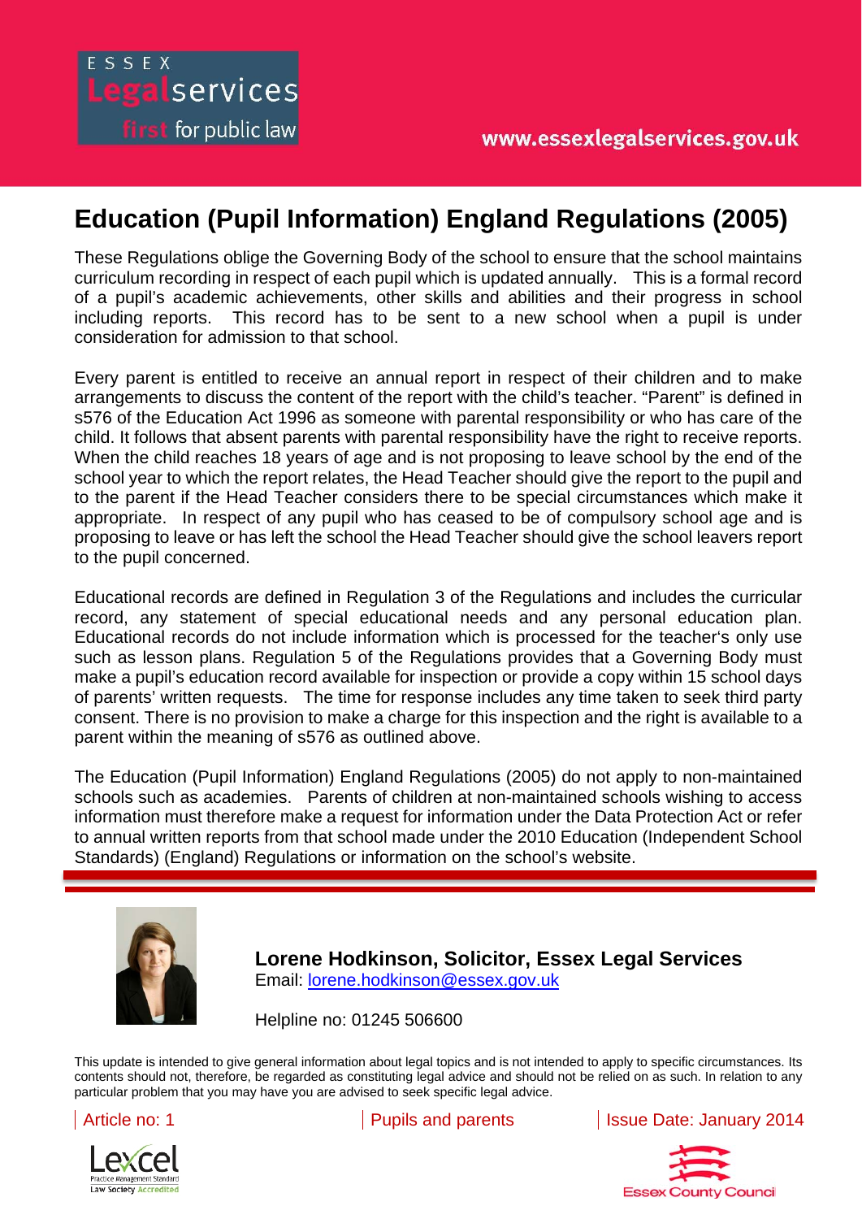ESSEX Legalservices first for public law

www.essexlegalservices.gov.uk

# Education (Pupil Information) England Regulations (2005)

These Regulations oblige the Governing Body of the school to ensure that the school maintains curriculum recording in respect of each pupil which is updated annually. This is a formal record of a pupil's academic achievements, other skills and abilities and their progress in school including reports. This record has to be sent to a new school when a pupil is under consideration for admission to that school.

Every parent is entitled to receive an annual report in respect of their children and to make arrangements to discuss the content of the report with the child's teacher. "Parent" is defined in s576 of the Education Act 1996 as someone with parental responsibility or who has care of the child. It follows that absent parents with parental responsibility have the right to receive reports. When the child reaches 18 years of age and is not proposing to leave school by the end of the school year to which the report relates, the Head Teacher should give the report to the pupil and to the parent if the Head Teacher considers there to be special circumstances which make it appropriate. In respect of any pupil who has ceased to be of compulsory school age and is proposing to leave or has left the school the Head Teacher should give the school leavers report to the pupil concerned.

Educational records are defined in Regulation 3 of the Regulations and includes the curricular record, any statement of special educational needs and any personal education plan. Educational records do not include information which is processed for the teacher's only use such as lesson plans. Regulation 5 of the Regulations provides that a Governing Body must make a pupil's education record available for inspection or provide a copy within 15 school days of parents' written requests. The time for response includes any time taken to seek third party consent. There is no provision to make a charge for this inspection and the right is available to a parent within the meaning of s576 as outlined above.

The Education (Pupil Information) England Regulations (2005) do not apply to non-maintained schools such as academies. Parents of children at non-maintained schools wishing to access information must therefore make a request for information under the Data Protection Act or refer to annual written reports from that school made under the 2010 Education (Independent School Standards) (England) Regulations or information on the school's website.

---

**Lorene Hodkinson, Solicitor, Essex Legal Services**
Email: lorene.hodkinson@essex.gov.uk

Helpline no: 01245 506600

This update is intended to give general information about legal topics and is not intended to apply to specific circumstances. Its contents should not, therefore, be regarded as constituting legal advice and should not be relied on as such. In relation to any particular problem that you may have you are advised to seek specific legal advice.

Article no: 1 | Pupils and parents | Issue Date: January 2014

Lexcel Practice Management Standard Law Society Accredited

Essex County Council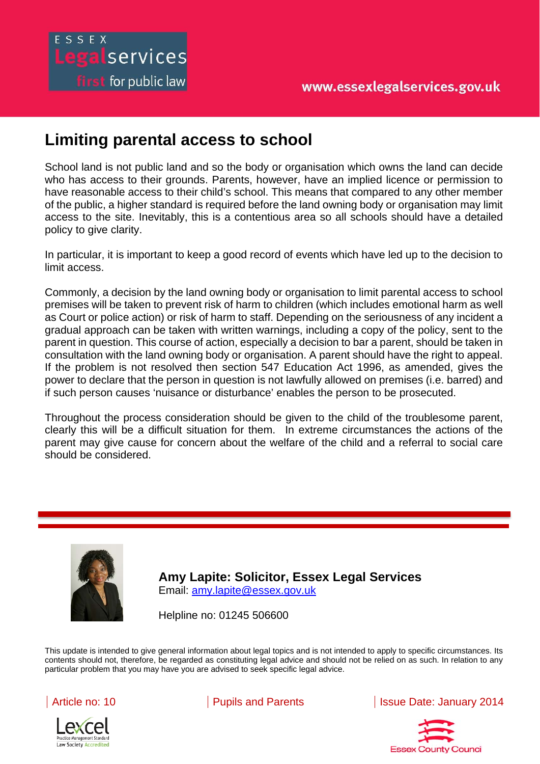# Limiting parental access to school

School land is not public land and so the body or organisation which owns the land can decide who has access to their grounds. Parents, however, have an implied licence or permission to have reasonable access to their child's school. This means that compared to any other member of the public, a higher standard is required before the land owning body or organisation may limit access to the site. Inevitably, this is a contentious area so all schools should have a detailed policy to give clarity.

In particular, it is important to keep a good record of events which have led up to the decision to limit access.

Commonly, a decision by the land owning body or organisation to limit parental access to school premises will be taken to prevent risk of harm to children (which includes emotional harm as well as Court or police action) or risk of harm to staff. Depending on the seriousness of any incident a gradual approach can be taken with written warnings, including a copy of the policy, sent to the parent in question. This course of action, especially a decision to bar a parent, should be taken in consultation with the land owning body or organisation. A parent should have the right to appeal. If the problem is not resolved then section 547 Education Act 1996, as amended, gives the power to declare that the person in question is not lawfully allowed on premises (i.e. barred) and if such person causes 'nuisance or disturbance' enables the person to be prosecuted.

Throughout the process consideration should be given to the child of the troublesome parent, clearly this will be a difficult situation for them. In extreme circumstances the actions of the parent may give cause for concern about the welfare of the child and a referral to social care should be considered.

**Amy Lapite: Solicitor, Essex Legal Services**
Email: amy.lapite@essex.gov.uk

Helpline no: 01245 506600

This update is intended to give general information about legal topics and is not intended to apply to specific circumstances. Its contents should not, therefore, be regarded as constituting legal advice and should not be relied on as such. In relation to any particular problem that you may have you are advised to seek specific legal advice.

Article no: 10 | Pupils and Parents | Issue Date: January 2014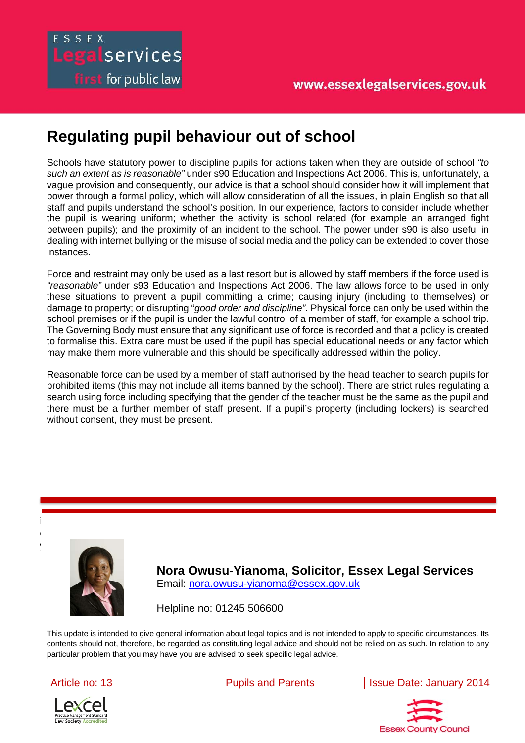# Regulating pupil behaviour out of school

Schools have statutory power to discipline pupils for actions taken when they are outside of school *"to such an extent as is reasonable"* under s90 Education and Inspections Act 2006. This is, unfortunately, a vague provision and consequently, our advice is that a school should consider how it will implement that power through a formal policy, which will allow consideration of all the issues, in plain English so that all staff and pupils understand the school's position. In our experience, factors to consider include whether the pupil is wearing uniform; whether the activity is school related (for example an arranged fight between pupils); and the proximity of an incident to the school. The power under s90 is also useful in dealing with internet bullying or the misuse of social media and the policy can be extended to cover those instances.

Force and restraint may only be used as a last resort but is allowed by staff members if the force used is *"reasonable"* under s93 Education and Inspections Act 2006. The law allows force to be used in only these situations to prevent a pupil committing a crime; causing injury (including to themselves) or damage to property; or disrupting "*good order and discipline"*. Physical force can only be used within the school premises or if the pupil is under the lawful control of a member of staff, for example a school trip. The Governing Body must ensure that any significant use of force is recorded and that a policy is created to formalise this. Extra care must be used if the pupil has special educational needs or any factor which may make them more vulnerable and this should be specifically addressed within the policy.

Reasonable force can be used by a member of staff authorised by the head teacher to search pupils for prohibited items (this may not include all items banned by the school). There are strict rules regulating a search using force including specifying that the gender of the teacher must be the same as the pupil and there must be a further member of staff present. If a pupil's property (including lockers) is searched without consent, they must be present.

**Nora Owusu-Yianoma, Solicitor, Essex Legal Services**
Email: nora.owusu-yianoma@essex.gov.uk

Helpline no: 01245 506600

This update is intended to give general information about legal topics and is not intended to apply to specific circumstances. Its contents should not, therefore, be regarded as constituting legal advice and should not be relied on as such. In relation to any particular problem that you may have you are advised to seek specific legal advice.

Article no: 13 | Pupils and Parents | Issue Date: January 2014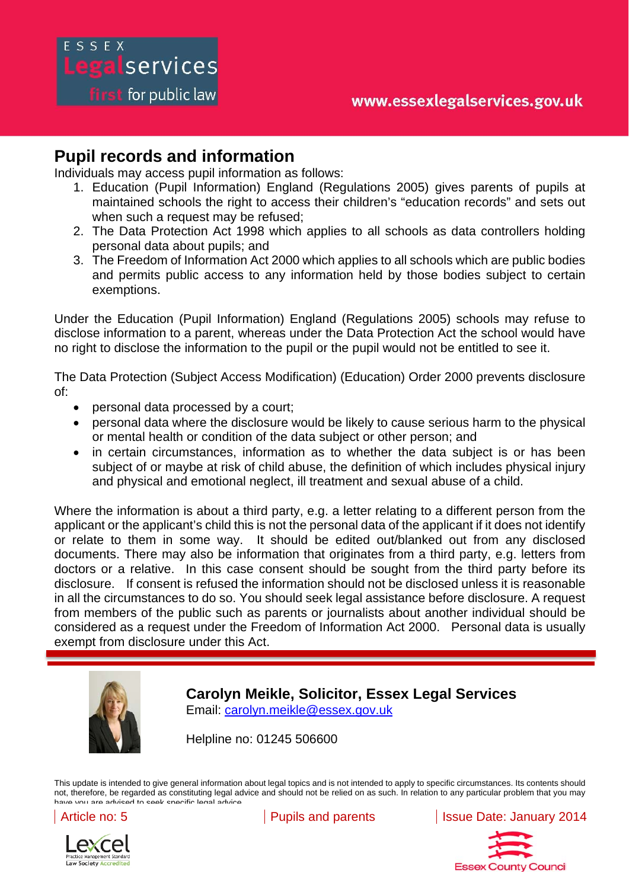# Pupil records and information

Individuals may access pupil information as follows:

1. Education (Pupil Information) England (Regulations 2005) gives parents of pupils at maintained schools the right to access their children's "education records" and sets out when such a request may be refused;
2. The Data Protection Act 1998 which applies to all schools as data controllers holding personal data about pupils; and
3. The Freedom of Information Act 2000 which applies to all schools which are public bodies and permits public access to any information held by those bodies subject to certain exemptions.

Under the Education (Pupil Information) England (Regulations 2005) schools may refuse to disclose information to a parent, whereas under the Data Protection Act the school would have no right to disclose the information to the pupil or the pupil would not be entitled to see it.

The Data Protection (Subject Access Modification) (Education) Order 2000 prevents disclosure of:

- personal data processed by a court;
- personal data where the disclosure would be likely to cause serious harm to the physical or mental health or condition of the data subject or other person; and
- in certain circumstances, information as to whether the data subject is or has been subject of or maybe at risk of child abuse, the definition of which includes physical injury and physical and emotional neglect, ill treatment and sexual abuse of a child.

Where the information is about a third party, e.g. a letter relating to a different person from the applicant or the applicant's child this is not the personal data of the applicant if it does not identify or relate to them in some way. It should be edited out/blanked out from any disclosed documents. There may also be information that originates from a third party, e.g. letters from doctors or a relative. In this case consent should be sought from the third party before its disclosure. If consent is refused the information should not be disclosed unless it is reasonable in all the circumstances to do so. You should seek legal assistance before disclosure. A request from members of the public such as parents or journalists about another individual should be considered as a request under the Freedom of Information Act 2000. Personal data is usually exempt from disclosure under this Act.

**Carolyn Meikle, Solicitor, Essex Legal Services**
Email: carolyn.meikle@essex.gov.uk

Helpline no: 01245 506600

This update is intended to give general information about legal topics and is not intended to apply to specific circumstances. Its contents should not, therefore, be regarded as constituting legal advice and should not be relied on as such. In relation to any particular problem that you may have you are advised to seek specific legal advice.

Article no: 5 | Pupils and parents | Issue Date: January 2014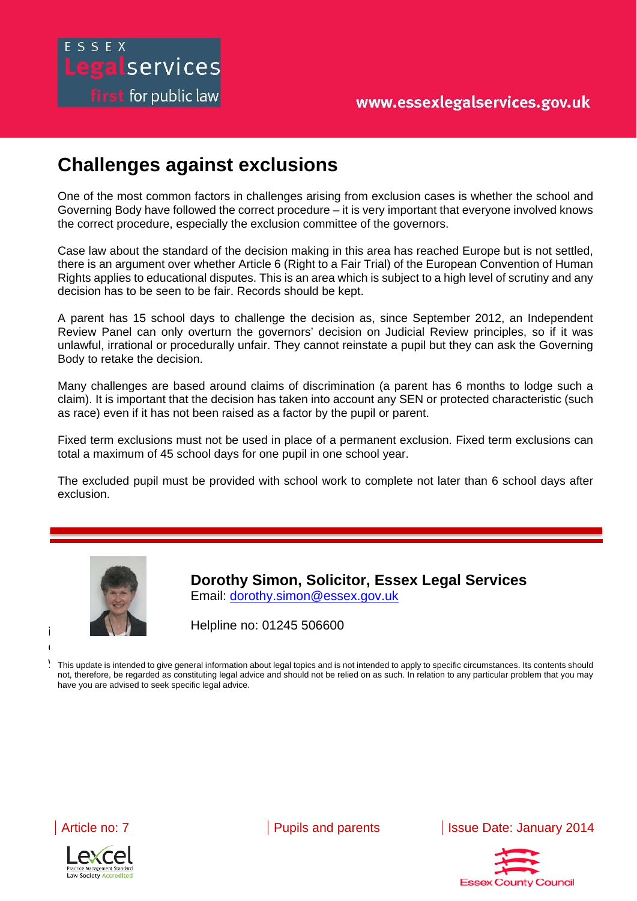# Challenges against exclusions

One of the most common factors in challenges arising from exclusion cases is whether the school and Governing Body have followed the correct procedure – it is very important that everyone involved knows the correct procedure, especially the exclusion committee of the governors.

Case law about the standard of the decision making in this area has reached Europe but is not settled, there is an argument over whether Article 6 (Right to a Fair Trial) of the European Convention of Human Rights applies to educational disputes. This is an area which is subject to a high level of scrutiny and any decision has to be seen to be fair. Records should be kept.

A parent has 15 school days to challenge the decision as, since September 2012, an Independent Review Panel can only overturn the governors' decision on Judicial Review principles, so if it was unlawful, irrational or procedurally unfair. They cannot reinstate a pupil but they can ask the Governing Body to retake the decision.

Many challenges are based around claims of discrimination (a parent has 6 months to lodge such a claim). It is important that the decision has taken into account any SEN or protected characteristic (such as race) even if it has not been raised as a factor by the pupil or parent.

Fixed term exclusions must not be used in place of a permanent exclusion. Fixed term exclusions can total a maximum of 45 school days for one pupil in one school year.

The excluded pupil must be provided with school work to complete not later than 6 school days after exclusion.

---

**Dorothy Simon, Solicitor, Essex Legal Services**
Email: [dorothy.simon@essex.gov.uk](mailto:dorothy.simon@essex.gov.uk)

Helpline no: 01245 506600

This update is intended to give general information about legal topics and is not intended to apply to specific circumstances. Its contents should not, therefore, be regarded as constituting legal advice and should not be relied on as such. In relation to any particular problem that you may have you are advised to seek specific legal advice.

Article no: 7 | Pupils and parents | Issue Date: January 2014